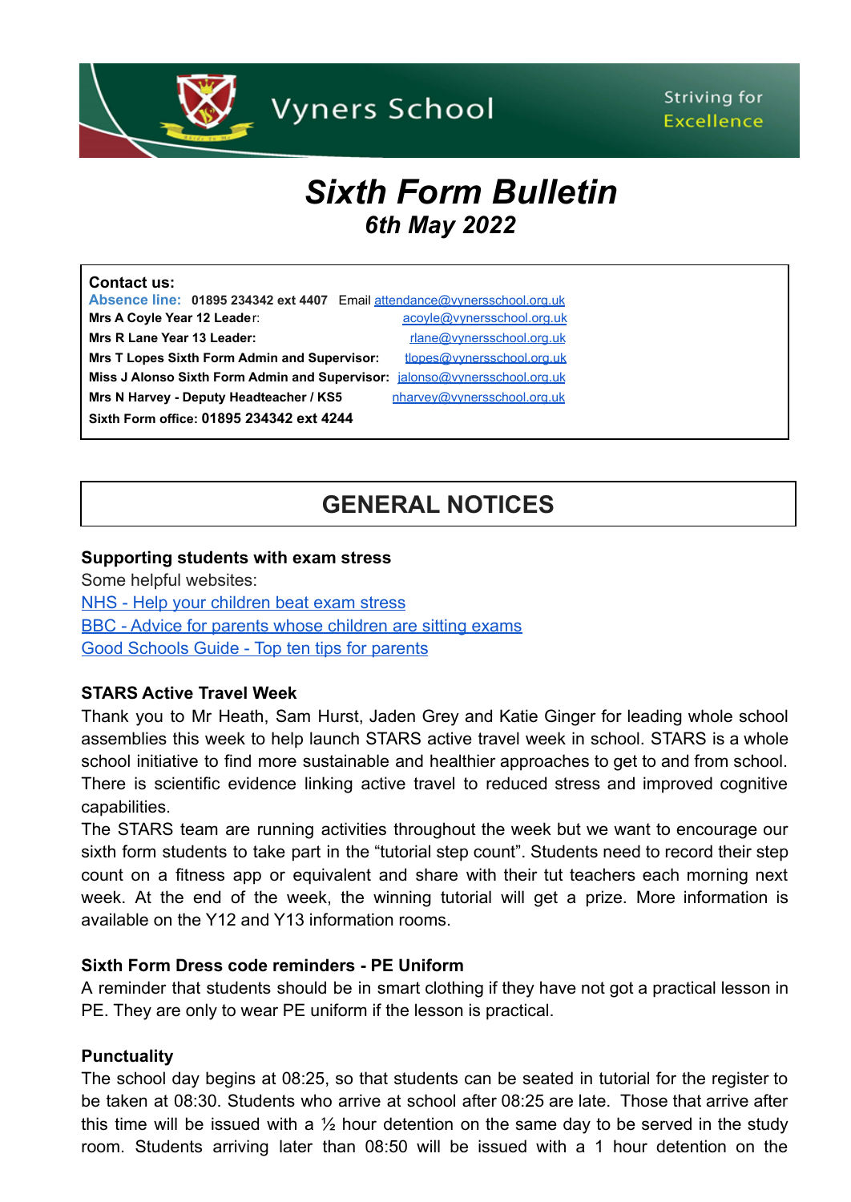Vyners School

Striving for Excellence

# *Sixth Form Bulletin*

## *6th May 2022*

**Contact us:**

**Absence line: 01895 234342 ext 4407** Email attendance@vynersschool.org.uk

**Mrs A Coyle Year 12 Leader**: acoyle@vynersschool.org.uk

**Mrs R Lane Year 13 Leader:** rlane@vynersschool.org.uk

**Mrs T Lopes Sixth Form Admin and Supervisor:** tlopes@vynersschool.org.uk

**Miss J Alonso Sixth Form Admin and Supervisor:** jalonso@vynersschool.org.uk

**Mrs N Harvey - Deputy Headteacher / KS5** nharvey@vynersschool.org.uk

**Sixth Form office: 01895 234342 ext 4244**

## GENERAL NOTICES

### Supporting students with exam stress

Some helpful websites:

NHS - Help your children beat exam stress

BBC - Advice for parents whose children are sitting exams

Good Schools Guide - Top ten tips for parents

### STARS Active Travel Week

Thank you to Mr Heath, Sam Hurst, Jaden Grey and Katie Ginger for leading whole school assemblies this week to help launch STARS active travel week in school. STARS is a whole school initiative to find more sustainable and healthier approaches to get to and from school. There is scientific evidence linking active travel to reduced stress and improved cognitive capabilities.

The STARS team are running activities throughout the week but we want to encourage our sixth form students to take part in the "tutorial step count". Students need to record their step count on a fitness app or equivalent and share with their tut teachers each morning next week. At the end of the week, the winning tutorial will get a prize. More information is available on the Y12 and Y13 information rooms.

### Sixth Form Dress code reminders - PE Uniform

A reminder that students should be in smart clothing if they have not got a practical lesson in PE. They are only to wear PE uniform if the lesson is practical.

### Punctuality

The school day begins at 08:25, so that students can be seated in tutorial for the register to be taken at 08:30. Students who arrive at school after 08:25 are late. Those that arrive after this time will be issued with a ½ hour detention on the same day to be served in the study room. Students arriving later than 08:50 will be issued with a 1 hour detention on the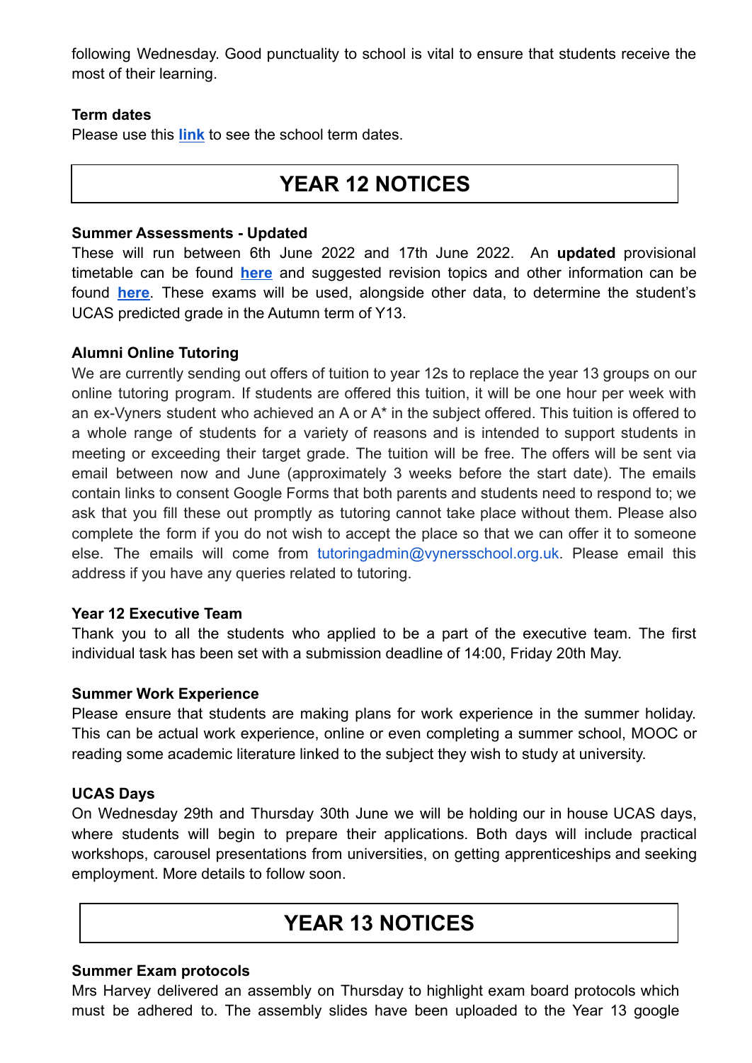following Wednesday. Good punctuality to school is vital to ensure that students receive the most of their learning.

**Term dates**
Please use this **link** to see the school term dates.

## YEAR 12 NOTICES

**Summer Assessments - Updated**
These will run between 6th June 2022 and 17th June 2022. An **updated** provisional timetable can be found **here** and suggested revision topics and other information can be found **here**. These exams will be used, alongside other data, to determine the student's UCAS predicted grade in the Autumn term of Y13.

**Alumni Online Tutoring**
We are currently sending out offers of tuition to year 12s to replace the year 13 groups on our online tutoring program. If students are offered this tuition, it will be one hour per week with an ex-Vyners student who achieved an A or A* in the subject offered. This tuition is offered to a whole range of students for a variety of reasons and is intended to support students in meeting or exceeding their target grade. The tuition will be free. The offers will be sent via email between now and June (approximately 3 weeks before the start date). The emails contain links to consent Google Forms that both parents and students need to respond to; we ask that you fill these out promptly as tutoring cannot take place without them. Please also complete the form if you do not wish to accept the place so that we can offer it to someone else. The emails will come from tutoringadmin@vynersschool.org.uk. Please email this address if you have any queries related to tutoring.

**Year 12 Executive Team**
Thank you to all the students who applied to be a part of the executive team. The first individual task has been set with a submission deadline of 14:00, Friday 20th May.

**Summer Work Experience**
Please ensure that students are making plans for work experience in the summer holiday. This can be actual work experience, online or even completing a summer school, MOOC or reading some academic literature linked to the subject they wish to study at university.

**UCAS Days**
On Wednesday 29th and Thursday 30th June we will be holding our in house UCAS days, where students will begin to prepare their applications. Both days will include practical workshops, carousel presentations from universities, on getting apprenticeships and seeking employment. More details to follow soon.

## YEAR 13 NOTICES

**Summer Exam protocols**
Mrs Harvey delivered an assembly on Thursday to highlight exam board protocols which must be adhered to. The assembly slides have been uploaded to the Year 13 google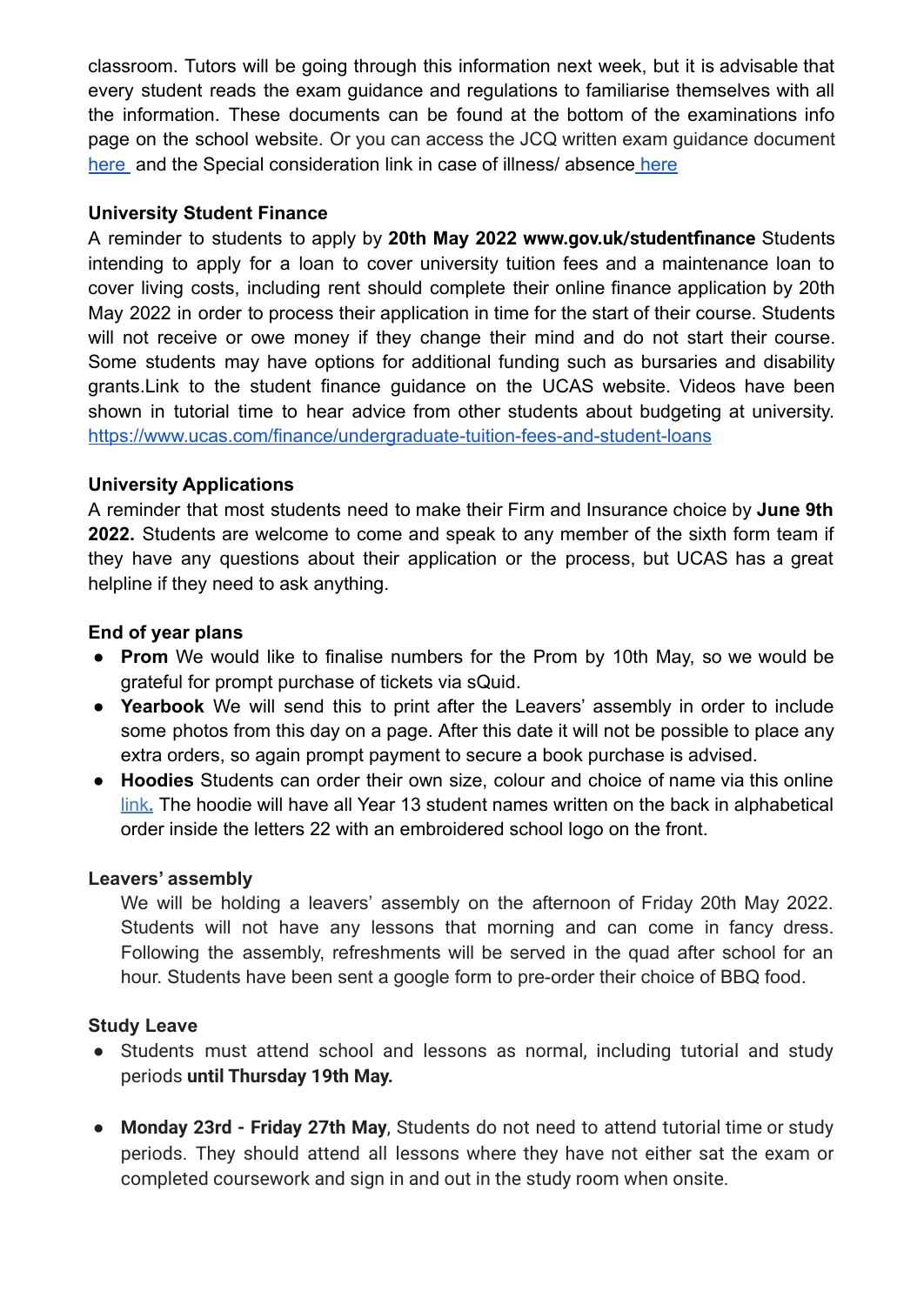classroom. Tutors will be going through this information next week, but it is advisable that every student reads the exam guidance and regulations to familiarise themselves with all the information. These documents can be found at the bottom of the examinations info page on the school website. Or you can access the JCQ written exam guidance document here and the Special consideration link in case of illness/ absence here

**University Student Finance**

A reminder to students to apply by **20th May 2022 www.gov.uk/studentfinance** Students intending to apply for a loan to cover university tuition fees and a maintenance loan to cover living costs, including rent should complete their online finance application by 20th May 2022 in order to process their application in time for the start of their course. Students will not receive or owe money if they change their mind and do not start their course. Some students may have options for additional funding such as bursaries and disability grants.Link to the student finance guidance on the UCAS website. Videos have been shown in tutorial time to hear advice from other students about budgeting at university. https://www.ucas.com/finance/undergraduate-tuition-fees-and-student-loans

**University Applications**

A reminder that most students need to make their Firm and Insurance choice by **June 9th 2022.** Students are welcome to come and speak to any member of the sixth form team if they have any questions about their application or the process, but UCAS has a great helpline if they need to ask anything.

**End of year plans**

- **Prom** We would like to finalise numbers for the Prom by 10th May, so we would be grateful for prompt purchase of tickets via sQuid.
- **Yearbook** We will send this to print after the Leavers' assembly in order to include some photos from this day on a page. After this date it will not be possible to place any extra orders, so again prompt payment to secure a book purchase is advised.
- **Hoodies** Students can order their own size, colour and choice of name via this online link**.** The hoodie will have all Year 13 student names written on the back in alphabetical order inside the letters 22 with an embroidered school logo on the front.

**Leavers' assembly**

We will be holding a leavers' assembly on the afternoon of Friday 20th May 2022. Students will not have any lessons that morning and can come in fancy dress. Following the assembly, refreshments will be served in the quad after school for an hour. Students have been sent a google form to pre-order their choice of BBQ food.

**Study Leave**

- Students must attend school and lessons as normal, including tutorial and study periods **until Thursday 19th May.**

- **Monday 23rd - Friday 27th May**, Students do not need to attend tutorial time or study periods. They should attend all lessons where they have not either sat the exam or completed coursework and sign in and out in the study room when onsite.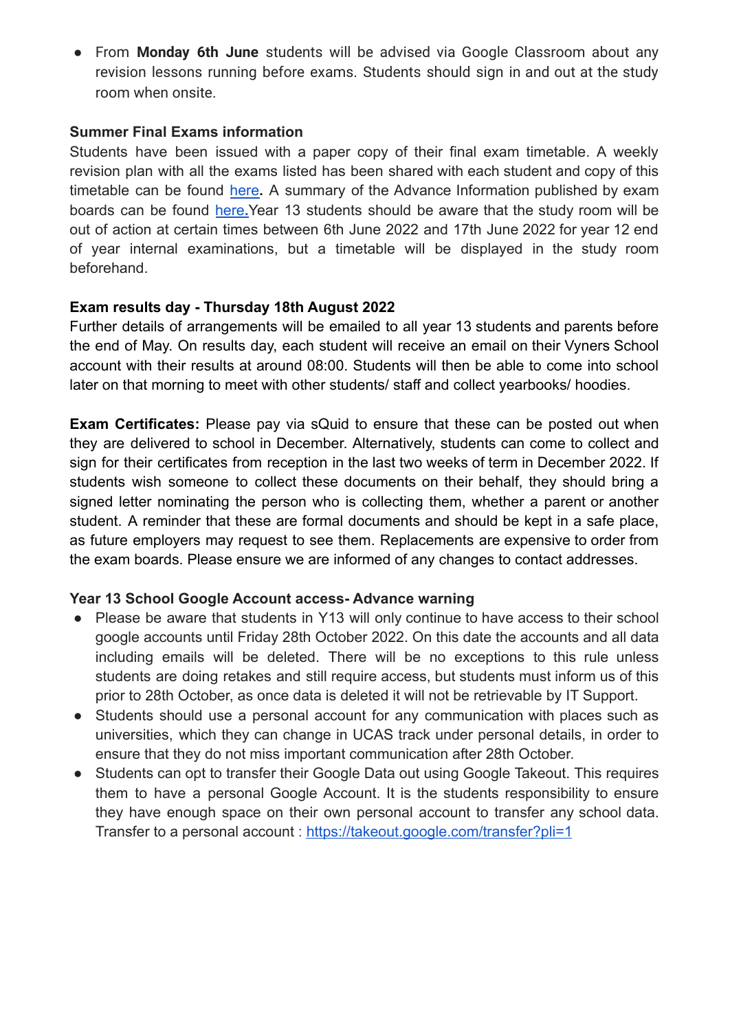- From **Monday 6th June** students will be advised via Google Classroom about any revision lessons running before exams. Students should sign in and out at the study room when onsite.

**Summer Final Exams information**

Students have been issued with a paper copy of their final exam timetable. A weekly revision plan with all the exams listed has been shared with each student and copy of this timetable can be found here**.** A summary of the Advance Information published by exam boards can be found here**.**Year 13 students should be aware that the study room will be out of action at certain times between 6th June 2022 and 17th June 2022 for year 12 end of year internal examinations, but a timetable will be displayed in the study room beforehand.

**Exam results day - Thursday 18th August 2022**

Further details of arrangements will be emailed to all year 13 students and parents before the end of May. On results day, each student will receive an email on their Vyners School account with their results at around 08:00. Students will then be able to come into school later on that morning to meet with other students/ staff and collect yearbooks/ hoodies.

**Exam Certificates:** Please pay via sQuid to ensure that these can be posted out when they are delivered to school in December. Alternatively, students can come to collect and sign for their certificates from reception in the last two weeks of term in December 2022. If students wish someone to collect these documents on their behalf, they should bring a signed letter nominating the person who is collecting them, whether a parent or another student. A reminder that these are formal documents and should be kept in a safe place, as future employers may request to see them. Replacements are expensive to order from the exam boards. Please ensure we are informed of any changes to contact addresses.

**Year 13 School Google Account access- Advance warning**

- Please be aware that students in Y13 will only continue to have access to their school google accounts until Friday 28th October 2022. On this date the accounts and all data including emails will be deleted. There will be no exceptions to this rule unless students are doing retakes and still require access, but students must inform us of this prior to 28th October, as once data is deleted it will not be retrievable by IT Support.
- Students should use a personal account for any communication with places such as universities, which they can change in UCAS track under personal details, in order to ensure that they do not miss important communication after 28th October.
- Students can opt to transfer their Google Data out using Google Takeout. This requires them to have a personal Google Account. It is the students responsibility to ensure they have enough space on their own personal account to transfer any school data. Transfer to a personal account : https://takeout.google.com/transfer?pli=1